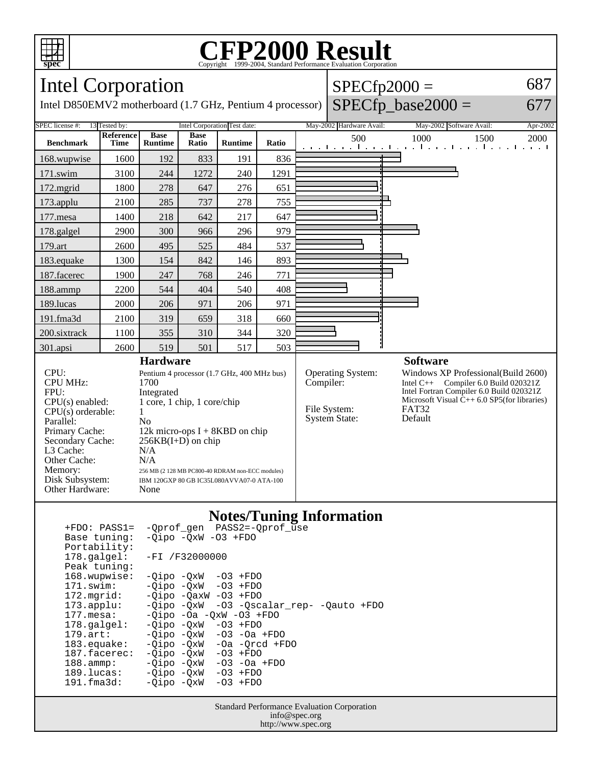# CFP2000 Result

Copyright 1999-2004, Standard Performance Evaluation Corporation

## Intel Corporation

Intel D850EMV2 motherboard (1.7 GHz, Pentium 4 processor)

SPECfp2000 = 687

SPECfp_base2000 = 677

SPEC license #: 13 | Tested by: Intel Corporation | Test date: May-2002 | Hardware Avail: May-2002 | Software Avail: Apr-2002

| Benchmark | Reference Time | Base Runtime | Base Ratio | Runtime | Ratio |
|---|---|---|---|---|---|
| 168.wupwise | 1600 | 192 | 833 | 191 | 836 |
| 171.swim | 3100 | 244 | 1272 | 240 | 1291 |
| 172.mgrid | 1800 | 278 | 647 | 276 | 651 |
| 173.applu | 2100 | 285 | 737 | 278 | 755 |
| 177.mesa | 1400 | 218 | 642 | 217 | 647 |
| 178.galgel | 2900 | 300 | 966 | 296 | 979 |
| 179.art | 2600 | 495 | 525 | 484 | 537 |
| 183.equake | 1300 | 154 | 842 | 146 | 893 |
| 187.facerec | 1900 | 247 | 768 | 246 | 771 |
| 188.ammp | 2200 | 544 | 404 | 540 | 408 |
| 189.lucas | 2000 | 206 | 971 | 206 | 971 |
| 191.fma3d | 2100 | 319 | 659 | 318 | 660 |
| 200.sixtrack | 1100 | 355 | 310 | 344 | 320 |
| 301.apsi | 2600 | 519 | 501 | 517 | 503 |

### Hardware

| | |
|---|---|
| CPU: | Pentium 4 processor (1.7 GHz, 400 MHz bus) |
| CPU MHz: | 1700 |
| FPU: | Integrated |
| CPU(s) enabled: | 1 core, 1 chip, 1 core/chip |
| CPU(s) orderable: | 1 |
| Parallel: | No |
| Primary Cache: | 12k micro-ops I + 8KBD on chip |
| Secondary Cache: | 256KB(I+D) on chip |
| L3 Cache: | N/A |
| Other Cache: | N/A |
| Memory: | 256 MB (2 128 MB PC800-40 RDRAM non-ECC modules) |
| Disk Subsystem: | IBM 120GXP 80 GB IC35L080AVVA07-0 ATA-100 |
| Other Hardware: | None |

### Software

| | |
|---|---|
| Operating System: | Windows XP Professional(Build 2600) |
| Compiler: | Intel C++ Compiler 6.0 Build 020321Z<br>Intel Fortran Compiler 6.0 Build 020321Z<br>Microsoft Visual C++ 6.0 SP5(for libraries) |
| File System: | FAT32 |
| System State: | Default |

### Notes/Tuning Information

```
+FDO: PASS1=  -Qprof_gen  PASS2=-Qprof_use
Base tuning:  -Qipo -QxW -O3 +FDO
Portability:
178.galgel:   -FI /F32000000
Peak tuning:
168.wupwise:  -Qipo -QxW  -O3 +FDO
171.swim:     -Qipo -QxW  -O3 +FDO
172.mgrid:    -Qipo -QaxW -O3 +FDO
173.applu:    -Qipo -QxW  -O3 -Qscalar_rep- -Qauto +FDO
177.mesa:     -Qipo -Oa -QxW -O3 +FDO
178.galgel:   -Qipo -QxW  -O3 +FDO
179.art:      -Qipo -QxW  -O3 -Oa +FDO
183.equake:   -Qipo -QxW  -Oa -Qrcd +FDO
187.facerec:  -Qipo -QxW  -O3 +FDO
188.ammp:     -Qipo -QxW  -O3 -Oa +FDO
189.lucas:    -Qipo -QxW  -O3 +FDO
191.fma3d:    -Qipo -QxW  -O3 +FDO
```

Standard Performance Evaluation Corporation
info@spec.org
http://www.spec.org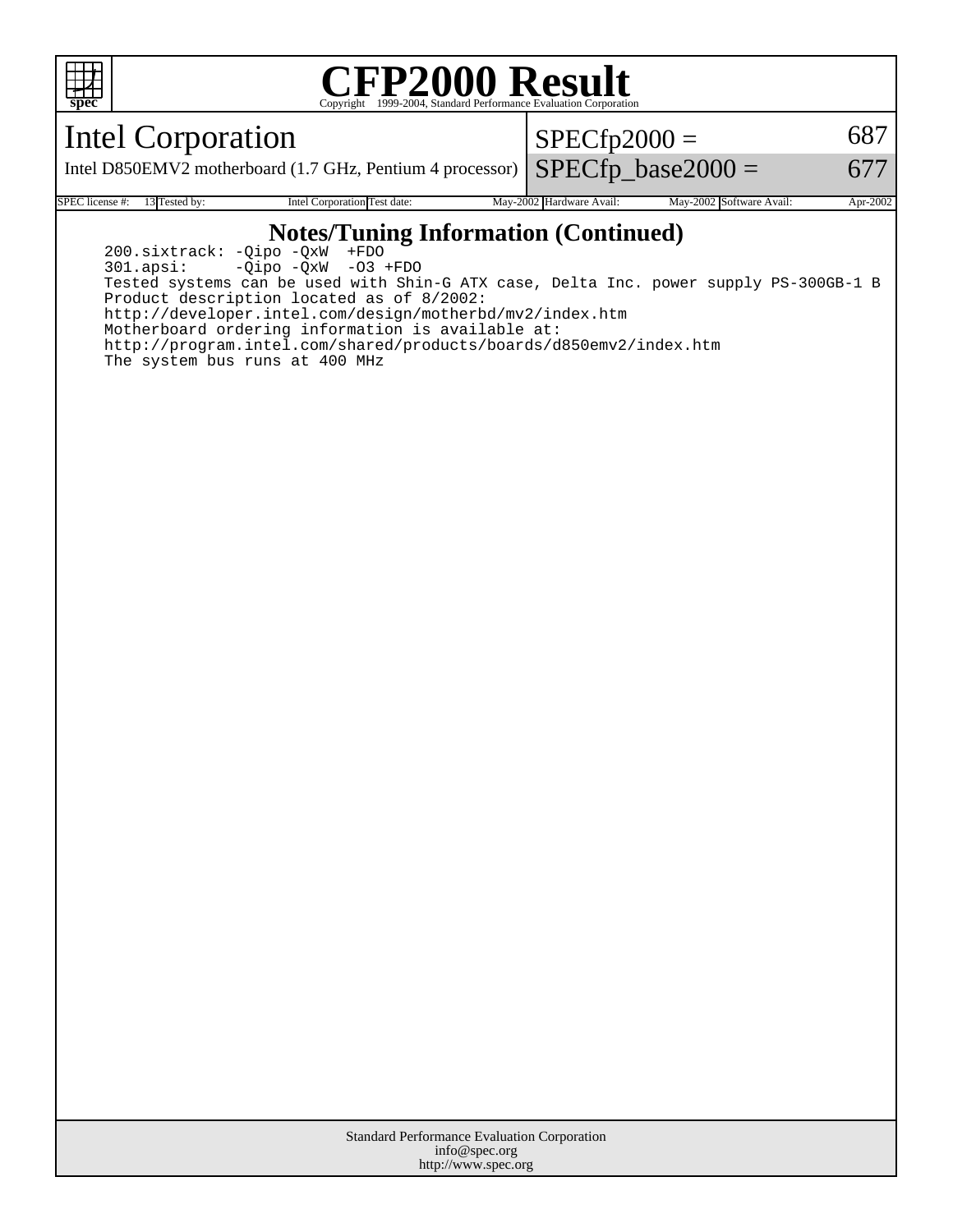# CFP2000 Result

Copyright 1999-2004, Standard Performance Evaluation Corporation

## Intel Corporation

Intel D850EMV2 motherboard (1.7 GHz, Pentium 4 processor)

SPECfp2000 = 687

SPECfp_base2000 = 677

| SPEC license #: | 13 | Tested by: | Intel Corporation | Test date: | May-2002 | Hardware Avail: | May-2002 | Software Avail: | Apr-2002 |
|---|---|---|---|---|---|---|---|---|---|

### Notes/Tuning Information (Continued)

```
200.sixtrack: -Qipo -QxW  +FDO
301.apsi:     -Qipo -QxW  -O3 +FDO
Tested systems can be used with Shin-G ATX case, Delta Inc. power supply PS-300GB-1 B
Product description located as of 8/2002:
http://developer.intel.com/design/motherbd/mv2/index.htm
Motherboard ordering information is available at:
http://program.intel.com/shared/products/boards/d850emv2/index.htm
The system bus runs at 400 MHz
```

Standard Performance Evaluation Corporation
info@spec.org
http://www.spec.org